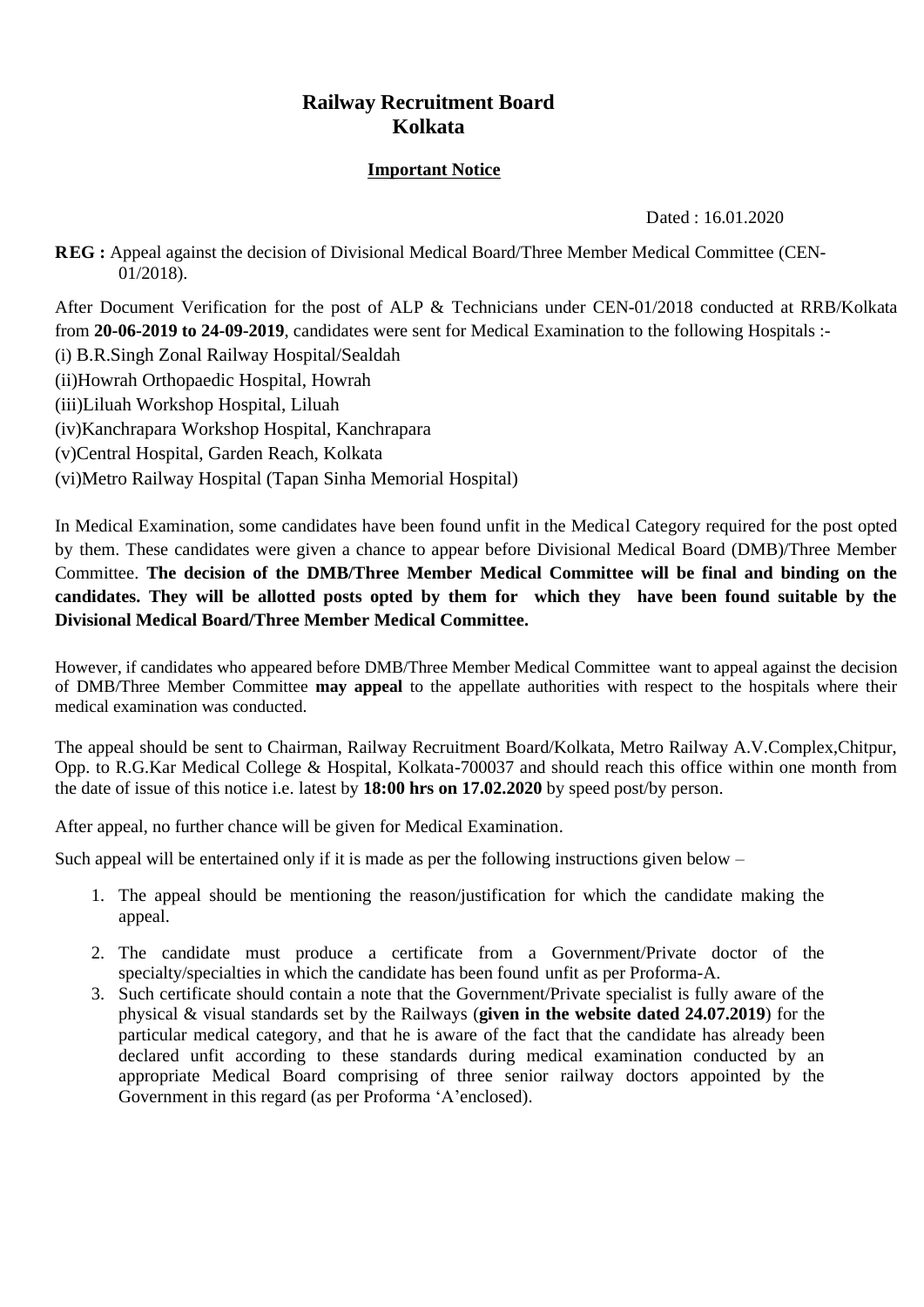# Railway Recruitment Board
# Kolkata

## Important Notice

Dated : 16.01.2020

**REG :** Appeal against the decision of Divisional Medical Board/Three Member Medical Committee (CEN-01/2018).

After Document Verification for the post of ALP & Technicians under CEN-01/2018 conducted at RRB/Kolkata from **20-06-2019 to 24-09-2019**, candidates were sent for Medical Examination to the following Hospitals :-

(i) B.R.Singh Zonal Railway Hospital/Sealdah

(ii)Howrah Orthopaedic Hospital, Howrah

(iii)Liluah Workshop Hospital, Liluah

(iv)Kanchrapara Workshop Hospital, Kanchrapara

(v)Central Hospital, Garden Reach, Kolkata

(vi)Metro Railway Hospital (Tapan Sinha Memorial Hospital)

In Medical Examination, some candidates have been found unfit in the Medical Category required for the post opted by them. These candidates were given a chance to appear before Divisional Medical Board (DMB)/Three Member Committee. **The decision of the DMB/Three Member Medical Committee will be final and binding on the candidates. They will be allotted posts opted by them for which they have been found suitable by the Divisional Medical Board/Three Member Medical Committee.**

However, if candidates who appeared before DMB/Three Member Medical Committee want to appeal against the decision of DMB/Three Member Committee **may appeal** to the appellate authorities with respect to the hospitals where their medical examination was conducted.

The appeal should be sent to Chairman, Railway Recruitment Board/Kolkata, Metro Railway A.V.Complex,Chitpur, Opp. to R.G.Kar Medical College & Hospital, Kolkata-700037 and should reach this office within one month from the date of issue of this notice i.e. latest by **18:00 hrs on 17.02.2020** by speed post/by person.

After appeal, no further chance will be given for Medical Examination.

Such appeal will be entertained only if it is made as per the following instructions given below –

1. The appeal should be mentioning the reason/justification for which the candidate making the appeal.
2. The candidate must produce a certificate from a Government/Private doctor of the specialty/specialties in which the candidate has been found unfit as per Proforma-A.
3. Such certificate should contain a note that the Government/Private specialist is fully aware of the physical & visual standards set by the Railways (**given in the website dated 24.07.2019**) for the particular medical category, and that he is aware of the fact that the candidate has already been declared unfit according to these standards during medical examination conducted by an appropriate Medical Board comprising of three senior railway doctors appointed by the Government in this regard (as per Proforma 'A'enclosed).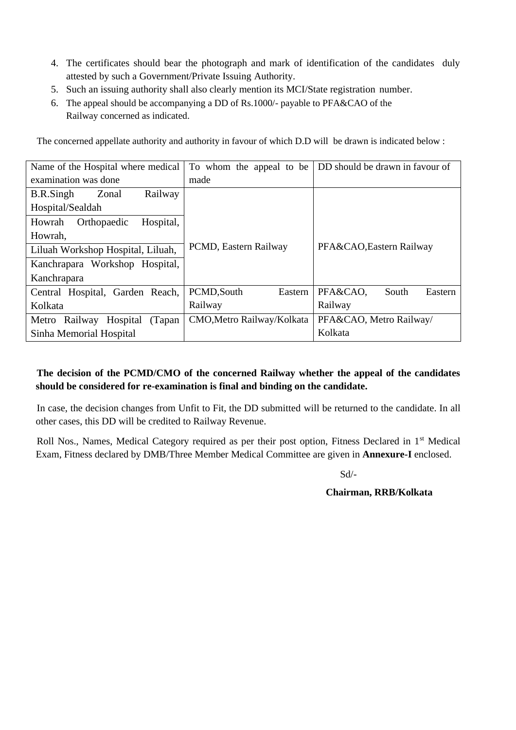4. The certificates should bear the photograph and mark of identification of the candidates duly attested by such a Government/Private Issuing Authority.
5. Such an issuing authority shall also clearly mention its MCI/State registration number.
6. The appeal should be accompanying a DD of Rs.1000/- payable to PFA&CAO of the Railway concerned as indicated.

The concerned appellate authority and authority in favour of which D.D will be drawn is indicated below :

| Name of the Hospital where medical examination was done | To whom the appeal to be made | DD should be drawn in favour of |
|---|---|---|
| B.R.Singh Zonal Railway Hospital/Sealdah | PCMD, Eastern Railway | PFA&CAO,Eastern Railway |
| Howrah Orthopaedic Hospital, Howrah, | | |
| Liluah Workshop Hospital, Liluah, | | |
| Kanchrapara Workshop Hospital, Kanchrapara | | |
| Central Hospital, Garden Reach, Kolkata | PCMD,South Eastern Railway | PFA&CAO, South Eastern Railway |
| Metro Railway Hospital (Tapan Sinha Memorial Hospital | CMO,Metro Railway/Kolkata | PFA&CAO, Metro Railway/ Kolkata |

**The decision of the PCMD/CMO of the concerned Railway whether the appeal of the candidates should be considered for re-examination is final and binding on the candidate.**

In case, the decision changes from Unfit to Fit, the DD submitted will be returned to the candidate. In all other cases, this DD will be credited to Railway Revenue.

Roll Nos., Names, Medical Category required as per their post option, Fitness Declared in 1st Medical Exam, Fitness declared by DMB/Three Member Medical Committee are given in **Annexure-I** enclosed.

Sd/-

**Chairman, RRB/Kolkata**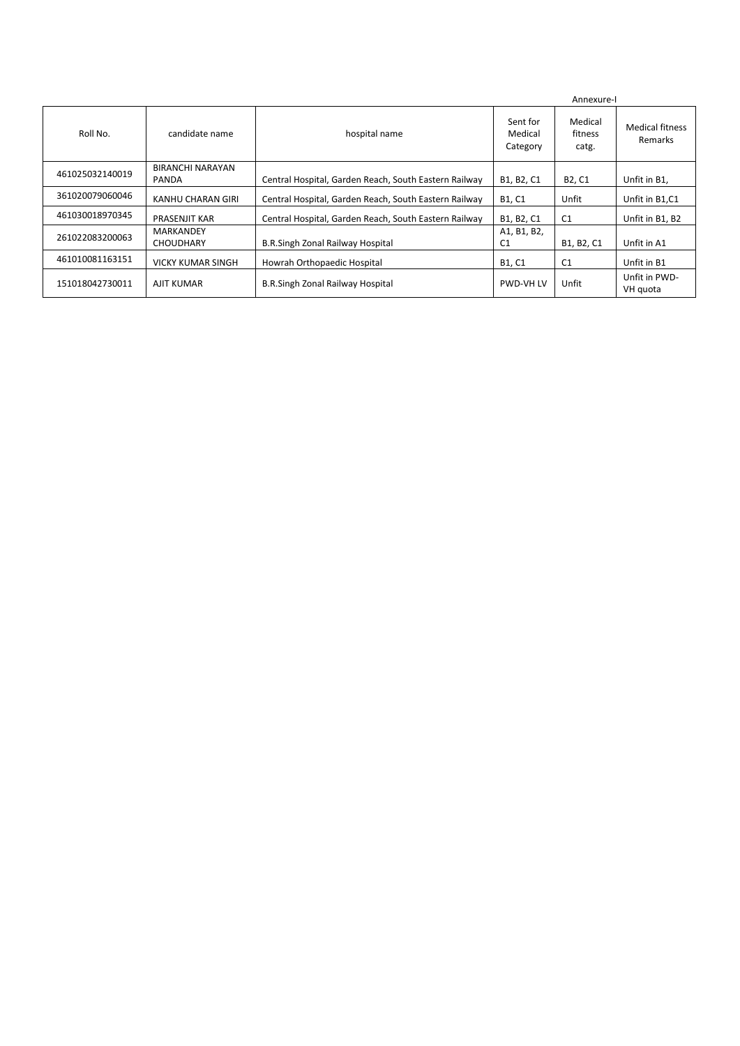Annexure-I

| Roll No. | candidate name | hospital name | Sent for Medical Category | Medical fitness catg. | Medical fitness Remarks |
|---|---|---|---|---|---|
| 461025032140019 | BIRANCHI NARAYAN PANDA | Central Hospital, Garden Reach, South Eastern Railway | B1, B2, C1 | B2, C1 | Unfit in B1, |
| 361020079060046 | KANHU CHARAN GIRI | Central Hospital, Garden Reach, South Eastern Railway | B1, C1 | Unfit | Unfit in B1,C1 |
| 461030018970345 | PRASENJIT KAR | Central Hospital, Garden Reach, South Eastern Railway | B1, B2, C1 | C1 | Unfit in B1, B2 |
| 261022083200063 | MARKANDEY CHOUDHARY | B.R.Singh Zonal Railway Hospital | A1, B1, B2, C1 | B1, B2, C1 | Unfit in A1 |
| 461010081163151 | VICKY KUMAR SINGH | Howrah Orthopaedic Hospital | B1, C1 | C1 | Unfit in B1 |
| 151018042730011 | AJIT KUMAR | B.R.Singh Zonal Railway Hospital | PWD-VH LV | Unfit | Unfit in PWD-VH quota |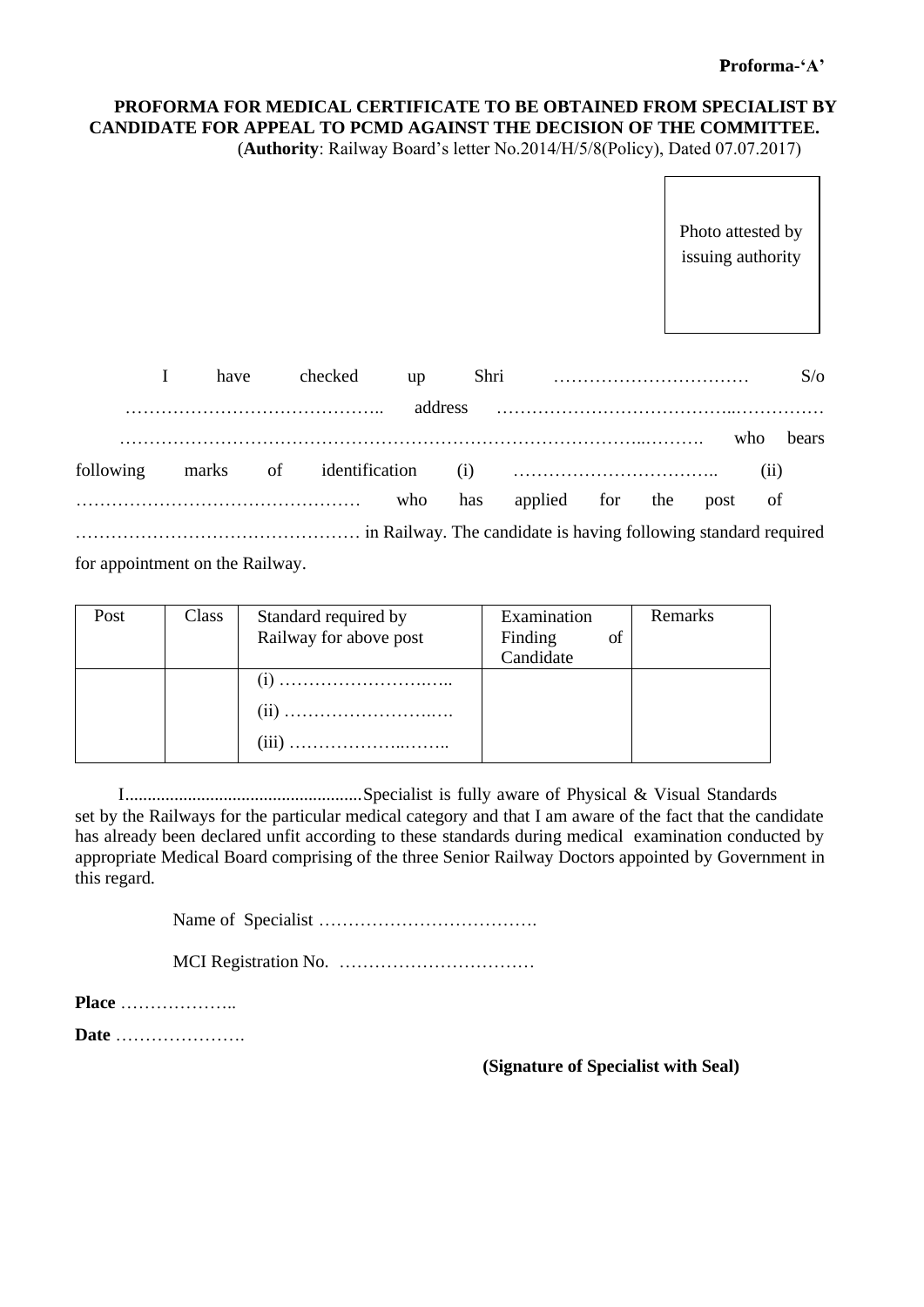**Proforma-'A'**

**PROFORMA FOR MEDICAL CERTIFICATE TO BE OBTAINED FROM SPECIALIST BY CANDIDATE FOR APPEAL TO PCMD AGAINST THE DECISION OF THE COMMITTEE.**

(**Authority**: Railway Board's letter No.2014/H/5/8(Policy), Dated 07.07.2017)

Photo attested by issuing authority

I have checked up Shri …………………………… S/o …………………………………….. address ………………………………..…………… ………………………………………………………………………..………. who bears following marks of identification (i) …………………………….. (ii) ………………………………………… who has applied for the post of ………………………………………… in Railway. The candidate is having following standard required for appointment on the Railway.

| Post | Class | Standard required by Railway for above post | Examination Finding of Candidate | Remarks |
|---|---|---|---|---|
| | | (i) ……………………….….. (ii) ……………………….…. (iii) ………………..…….. | | |

I.................................................... Specialist is fully aware of Physical & Visual Standards set by the Railways for the particular medical category and that I am aware of the fact that the candidate has already been declared unfit according to these standards during medical examination conducted by appropriate Medical Board comprising of the three Senior Railway Doctors appointed by Government in this regard.

Name of Specialist ……………………………….

MCI Registration No. ……………………………

**Place** ………………..

**Date** ………………….

**(Signature of Specialist with Seal)**